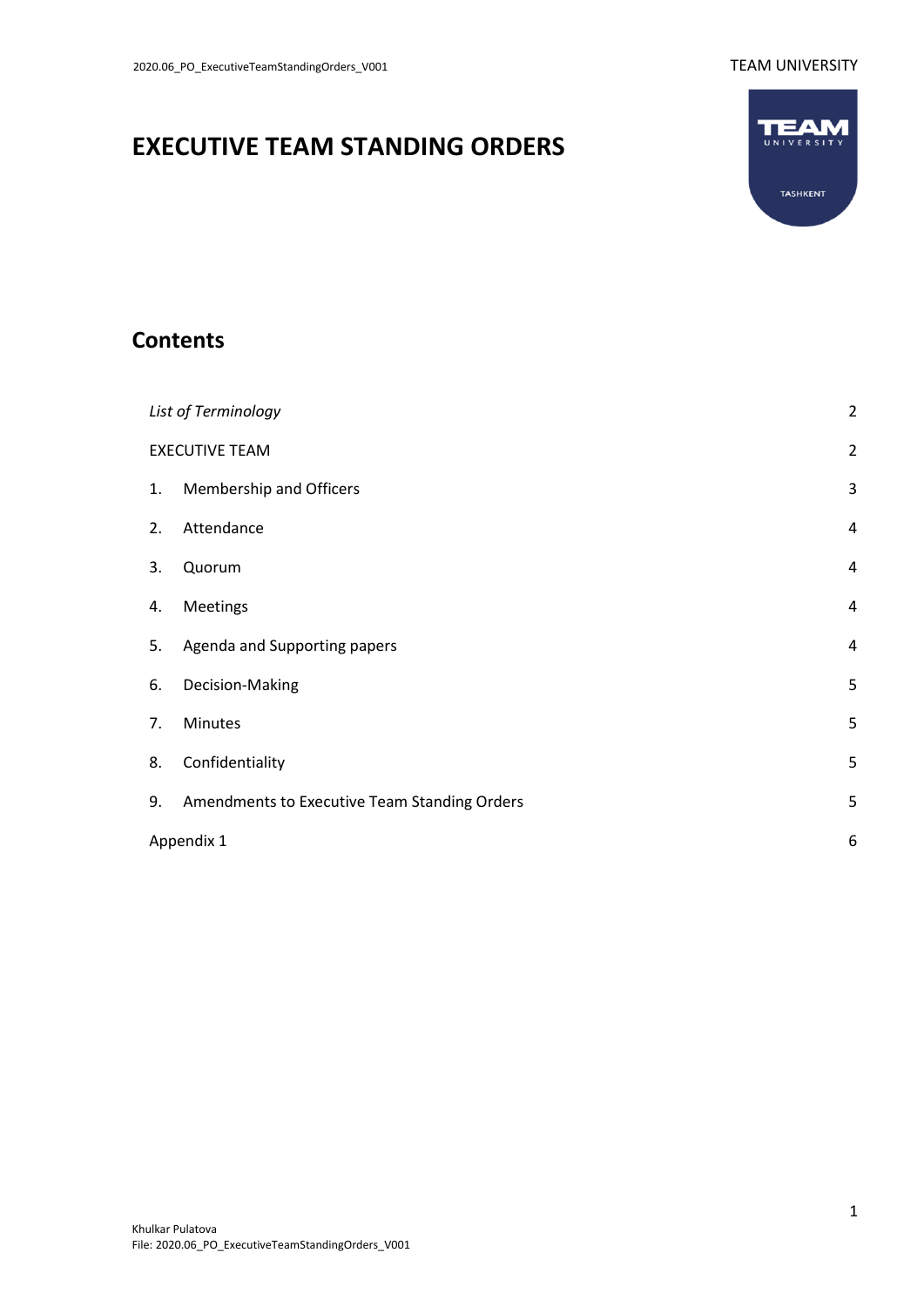# EXECUTIVE TEAM STANDING ORDERS

## Contents

| | |
|---|---|
| *List of Terminology* | 2 |
| EXECUTIVE TEAM | 2 |
| 1. Membership and Officers | 3 |
| 2. Attendance | 4 |
| 3. Quorum | 4 |
| 4. Meetings | 4 |
| 5. Agenda and Supporting papers | 4 |
| 6. Decision-Making | 5 |
| 7. Minutes | 5 |
| 8. Confidentiality | 5 |
| 9. Amendments to Executive Team Standing Orders | 5 |
| Appendix 1 | 6 |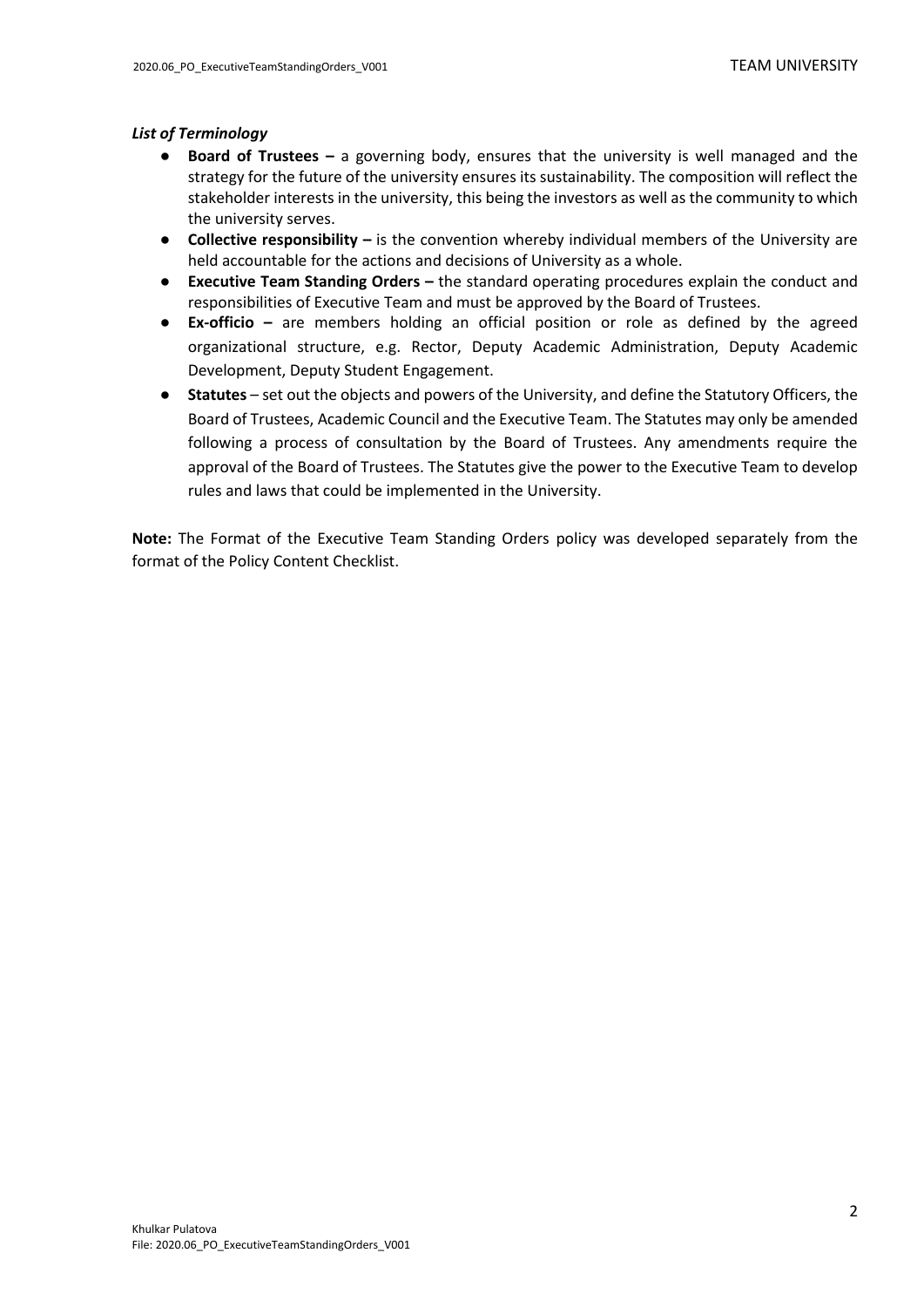***List of Terminology***

- **Board of Trustees –** a governing body, ensures that the university is well managed and the strategy for the future of the university ensures its sustainability. The composition will reflect the stakeholder interests in the university, this being the investors as well as the community to which the university serves.
- **Collective responsibility –** is the convention whereby individual members of the University are held accountable for the actions and decisions of University as a whole.
- **Executive Team Standing Orders –** the standard operating procedures explain the conduct and responsibilities of Executive Team and must be approved by the Board of Trustees.
- **Ex-officio –** are members holding an official position or role as defined by the agreed organizational structure, e.g. Rector, Deputy Academic Administration, Deputy Academic Development, Deputy Student Engagement.
- **Statutes** – set out the objects and powers of the University, and define the Statutory Officers, the Board of Trustees, Academic Council and the Executive Team. The Statutes may only be amended following a process of consultation by the Board of Trustees. Any amendments require the approval of the Board of Trustees. The Statutes give the power to the Executive Team to develop rules and laws that could be implemented in the University.

**Note:** The Format of the Executive Team Standing Orders policy was developed separately from the format of the Policy Content Checklist.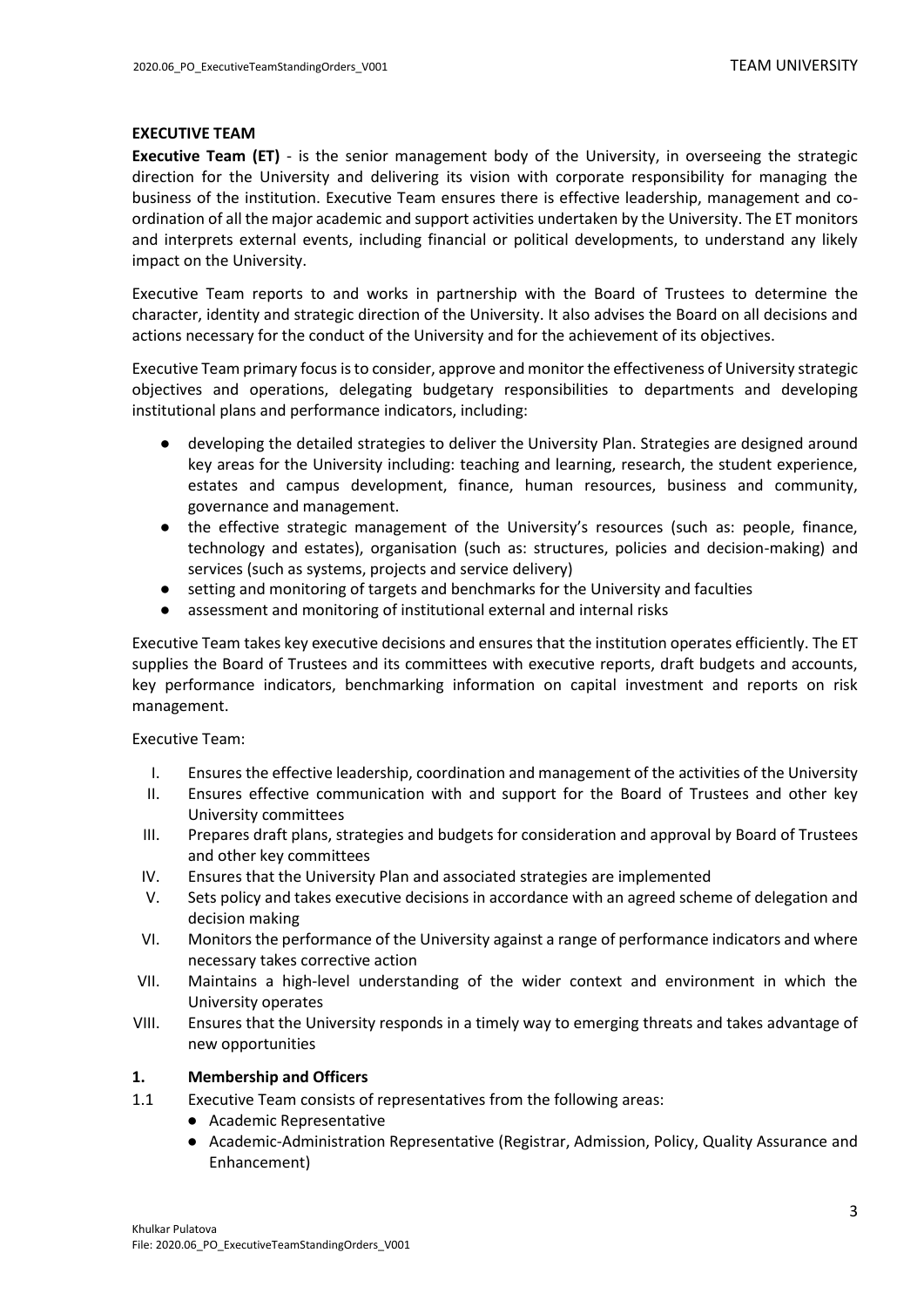## EXECUTIVE TEAM

**Executive Team (ET)** - is the senior management body of the University, in overseeing the strategic direction for the University and delivering its vision with corporate responsibility for managing the business of the institution. Executive Team ensures there is effective leadership, management and co-ordination of all the major academic and support activities undertaken by the University. The ET monitors and interprets external events, including financial or political developments, to understand any likely impact on the University.

Executive Team reports to and works in partnership with the Board of Trustees to determine the character, identity and strategic direction of the University. It also advises the Board on all decisions and actions necessary for the conduct of the University and for the achievement of its objectives.

Executive Team primary focus is to consider, approve and monitor the effectiveness of University strategic objectives and operations, delegating budgetary responsibilities to departments and developing institutional plans and performance indicators, including:

- developing the detailed strategies to deliver the University Plan. Strategies are designed around key areas for the University including: teaching and learning, research, the student experience, estates and campus development, finance, human resources, business and community, governance and management.
- the effective strategic management of the University's resources (such as: people, finance, technology and estates), organisation (such as: structures, policies and decision-making) and services (such as systems, projects and service delivery)
- setting and monitoring of targets and benchmarks for the University and faculties
- assessment and monitoring of institutional external and internal risks

Executive Team takes key executive decisions and ensures that the institution operates efficiently. The ET supplies the Board of Trustees and its committees with executive reports, draft budgets and accounts, key performance indicators, benchmarking information on capital investment and reports on risk management.

Executive Team:

I. Ensures the effective leadership, coordination and management of the activities of the University
II. Ensures effective communication with and support for the Board of Trustees and other key University committees
III. Prepares draft plans, strategies and budgets for consideration and approval by Board of Trustees and other key committees
IV. Ensures that the University Plan and associated strategies are implemented
V. Sets policy and takes executive decisions in accordance with an agreed scheme of delegation and decision making
VI. Monitors the performance of the University against a range of performance indicators and where necessary takes corrective action
VII. Maintains a high-level understanding of the wider context and environment in which the University operates
VIII. Ensures that the University responds in a timely way to emerging threats and takes advantage of new opportunities

### 1. Membership and Officers

1.1 Executive Team consists of representatives from the following areas:

- Academic Representative
- Academic-Administration Representative (Registrar, Admission, Policy, Quality Assurance and Enhancement)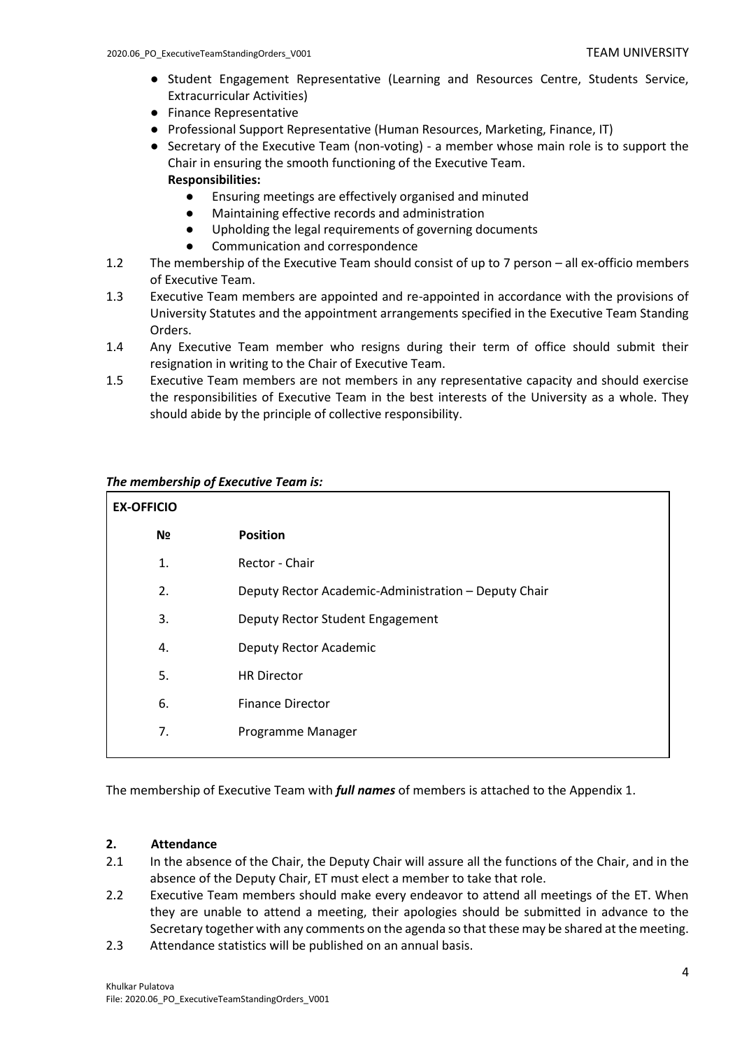- Student Engagement Representative (Learning and Resources Centre, Students Service, Extracurricular Activities)
- Finance Representative
- Professional Support Representative (Human Resources, Marketing, Finance, IT)
- Secretary of the Executive Team (non-voting) - a member whose main role is to support the Chair in ensuring the smooth functioning of the Executive Team.
  **Responsibilities:**
    - Ensuring meetings are effectively organised and minuted
    - Maintaining effective records and administration
    - Upholding the legal requirements of governing documents
    - Communication and correspondence

1.2 The membership of the Executive Team should consist of up to 7 person – all ex-officio members of Executive Team.

1.3 Executive Team members are appointed and re-appointed in accordance with the provisions of University Statutes and the appointment arrangements specified in the Executive Team Standing Orders.

1.4 Any Executive Team member who resigns during their term of office should submit their resignation in writing to the Chair of Executive Team.

1.5 Executive Team members are not members in any representative capacity and should exercise the responsibilities of Executive Team in the best interests of the University as a whole. They should abide by the principle of collective responsibility.

***The membership of Executive Team is:***

| **EX-OFFICIO** | |
|---|---|
| **№** | **Position** |
| 1. | Rector - Chair |
| 2. | Deputy Rector Academic-Administration – Deputy Chair |
| 3. | Deputy Rector Student Engagement |
| 4. | Deputy Rector Academic |
| 5. | HR Director |
| 6. | Finance Director |
| 7. | Programme Manager |

The membership of Executive Team with ***full names*** of members is attached to the Appendix 1.

## 2. Attendance

2.1 In the absence of the Chair, the Deputy Chair will assure all the functions of the Chair, and in the absence of the Deputy Chair, ET must elect a member to take that role.

2.2 Executive Team members should make every endeavor to attend all meetings of the ET. When they are unable to attend a meeting, their apologies should be submitted in advance to the Secretary together with any comments on the agenda so that these may be shared at the meeting.

2.3 Attendance statistics will be published on an annual basis.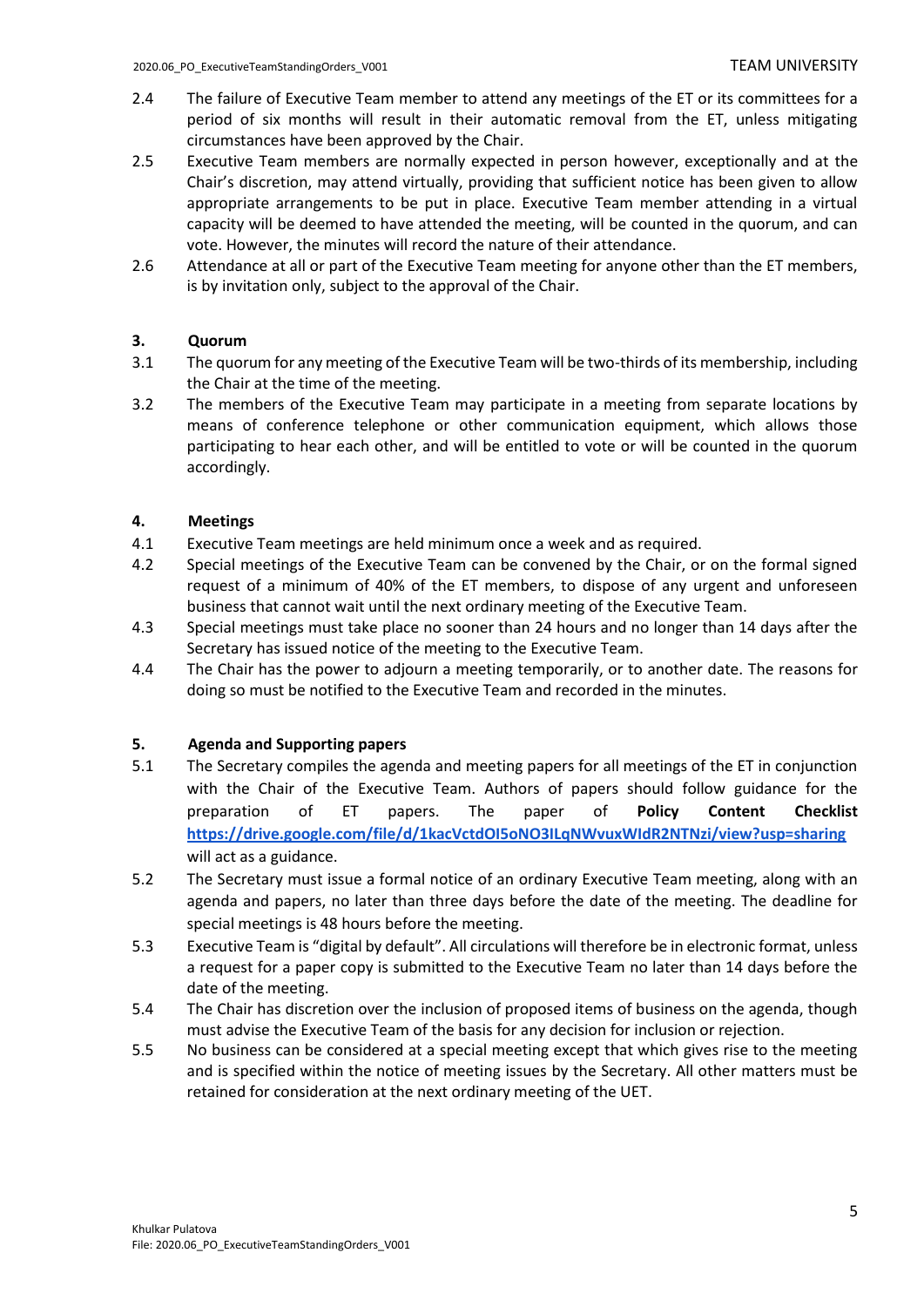2.4 The failure of Executive Team member to attend any meetings of the ET or its committees for a period of six months will result in their automatic removal from the ET, unless mitigating circumstances have been approved by the Chair.

2.5 Executive Team members are normally expected in person however, exceptionally and at the Chair's discretion, may attend virtually, providing that sufficient notice has been given to allow appropriate arrangements to be put in place. Executive Team member attending in a virtual capacity will be deemed to have attended the meeting, will be counted in the quorum, and can vote. However, the minutes will record the nature of their attendance.

2.6 Attendance at all or part of the Executive Team meeting for anyone other than the ET members, is by invitation only, subject to the approval of the Chair.

## 3. Quorum

3.1 The quorum for any meeting of the Executive Team will be two-thirds of its membership, including the Chair at the time of the meeting.

3.2 The members of the Executive Team may participate in a meeting from separate locations by means of conference telephone or other communication equipment, which allows those participating to hear each other, and will be entitled to vote or will be counted in the quorum accordingly.

## 4. Meetings

4.1 Executive Team meetings are held minimum once a week and as required.

4.2 Special meetings of the Executive Team can be convened by the Chair, or on the formal signed request of a minimum of 40% of the ET members, to dispose of any urgent and unforeseen business that cannot wait until the next ordinary meeting of the Executive Team.

4.3 Special meetings must take place no sooner than 24 hours and no longer than 14 days after the Secretary has issued notice of the meeting to the Executive Team.

4.4 The Chair has the power to adjourn a meeting temporarily, or to another date. The reasons for doing so must be notified to the Executive Team and recorded in the minutes.

## 5. Agenda and Supporting papers

5.1 The Secretary compiles the agenda and meeting papers for all meetings of the ET in conjunction with the Chair of the Executive Team. Authors of papers should follow guidance for the preparation of ET papers. The paper of **Policy Content Checklist** [https://drive.google.com/file/d/1kacVctdOI5oNO3ILqNWvuxWIdR2NTNzi/view?usp=sharing](https://drive.google.com/file/d/1kacVctdOI5oNO3ILqNWvuxWIdR2NTNzi/view?usp=sharing) will act as a guidance.

5.2 The Secretary must issue a formal notice of an ordinary Executive Team meeting, along with an agenda and papers, no later than three days before the date of the meeting. The deadline for special meetings is 48 hours before the meeting.

5.3 Executive Team is "digital by default". All circulations will therefore be in electronic format, unless a request for a paper copy is submitted to the Executive Team no later than 14 days before the date of the meeting.

5.4 The Chair has discretion over the inclusion of proposed items of business on the agenda, though must advise the Executive Team of the basis for any decision for inclusion or rejection.

5.5 No business can be considered at a special meeting except that which gives rise to the meeting and is specified within the notice of meeting issues by the Secretary. All other matters must be retained for consideration at the next ordinary meeting of the UET.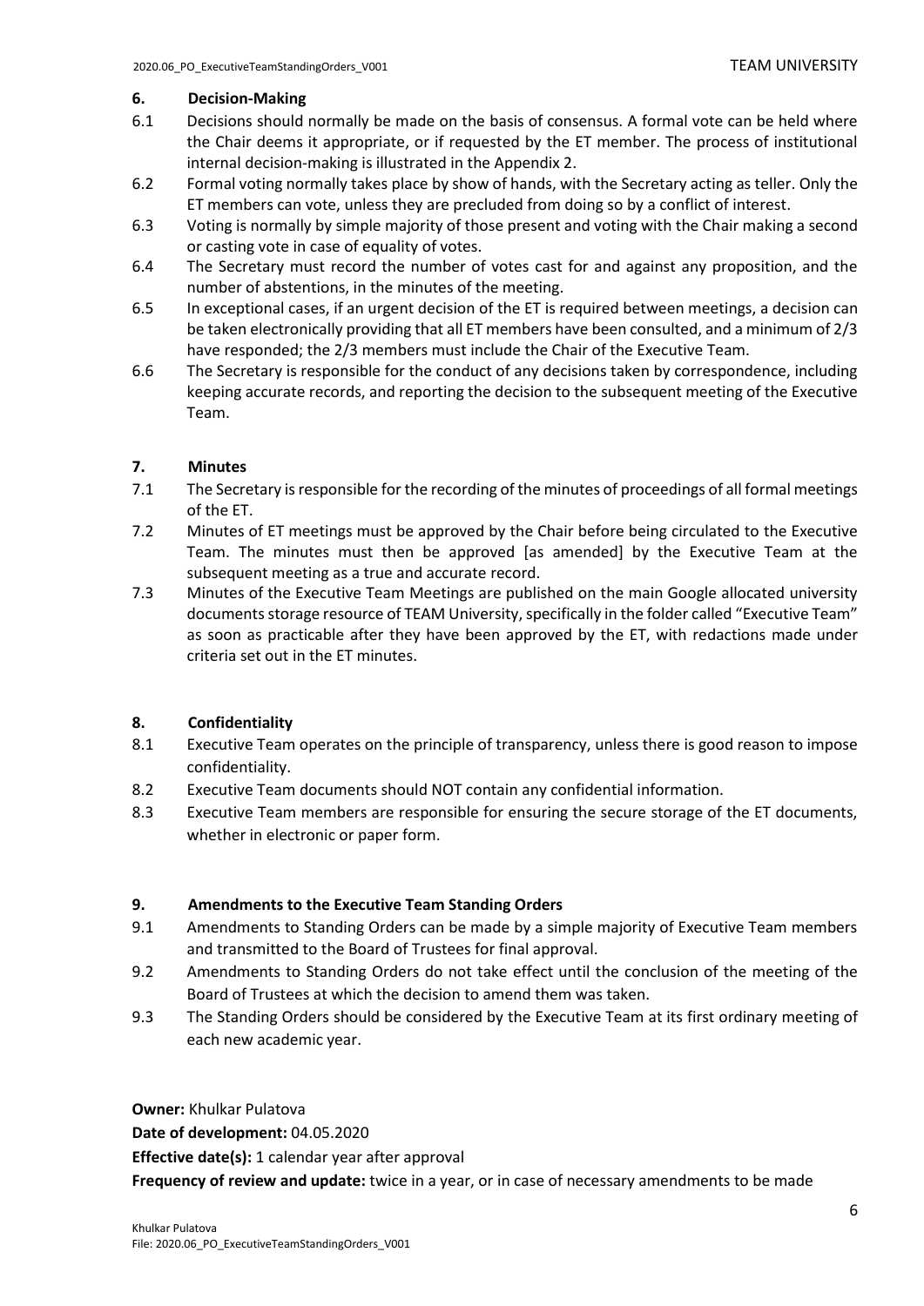## 6. Decision-Making

6.1 Decisions should normally be made on the basis of consensus. A formal vote can be held where the Chair deems it appropriate, or if requested by the ET member. The process of institutional internal decision-making is illustrated in the Appendix 2.

6.2 Formal voting normally takes place by show of hands, with the Secretary acting as teller. Only the ET members can vote, unless they are precluded from doing so by a conflict of interest.

6.3 Voting is normally by simple majority of those present and voting with the Chair making a second or casting vote in case of equality of votes.

6.4 The Secretary must record the number of votes cast for and against any proposition, and the number of abstentions, in the minutes of the meeting.

6.5 In exceptional cases, if an urgent decision of the ET is required between meetings, a decision can be taken electronically providing that all ET members have been consulted, and a minimum of 2/3 have responded; the 2/3 members must include the Chair of the Executive Team.

6.6 The Secretary is responsible for the conduct of any decisions taken by correspondence, including keeping accurate records, and reporting the decision to the subsequent meeting of the Executive Team.

## 7. Minutes

7.1 The Secretary is responsible for the recording of the minutes of proceedings of all formal meetings of the ET.

7.2 Minutes of ET meetings must be approved by the Chair before being circulated to the Executive Team. The minutes must then be approved [as amended] by the Executive Team at the subsequent meeting as a true and accurate record.

7.3 Minutes of the Executive Team Meetings are published on the main Google allocated university documents storage resource of TEAM University, specifically in the folder called "Executive Team" as soon as practicable after they have been approved by the ET, with redactions made under criteria set out in the ET minutes.

## 8. Confidentiality

8.1 Executive Team operates on the principle of transparency, unless there is good reason to impose confidentiality.

8.2 Executive Team documents should NOT contain any confidential information.

8.3 Executive Team members are responsible for ensuring the secure storage of the ET documents, whether in electronic or paper form.

## 9. Amendments to the Executive Team Standing Orders

9.1 Amendments to Standing Orders can be made by a simple majority of Executive Team members and transmitted to the Board of Trustees for final approval.

9.2 Amendments to Standing Orders do not take effect until the conclusion of the meeting of the Board of Trustees at which the decision to amend them was taken.

9.3 The Standing Orders should be considered by the Executive Team at its first ordinary meeting of each new academic year.

**Owner:** Khulkar Pulatova

**Date of development:** 04.05.2020

**Effective date(s):** 1 calendar year after approval

**Frequency of review and update:** twice in a year, or in case of necessary amendments to be made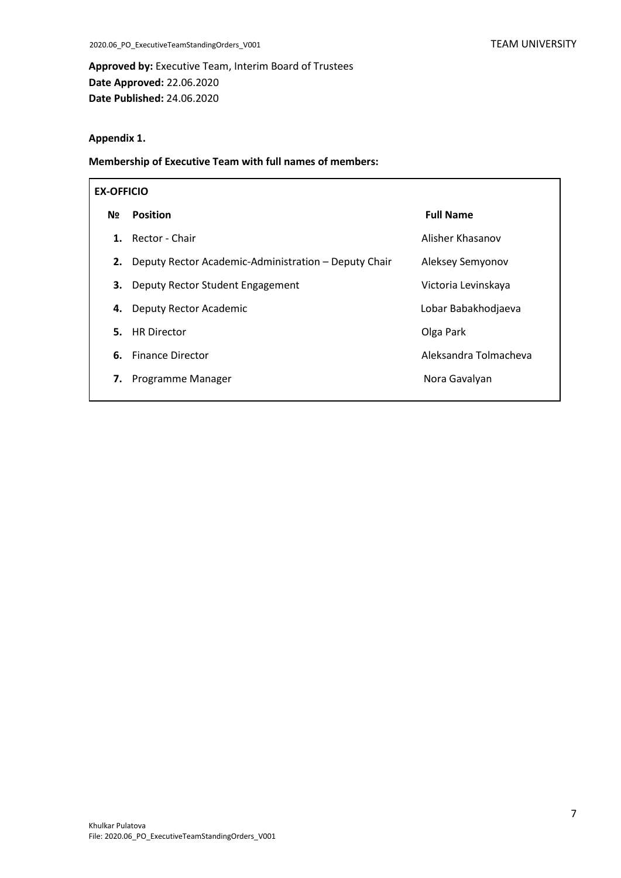**Approved by:** Executive Team, Interim Board of Trustees
**Date Approved:** 22.06.2020
**Date Published:** 24.06.2020

**Appendix 1.**

**Membership of Executive Team with full names of members:**

| **EX-OFFICIO** | | |
|---|---|---|
| **№** | **Position** | **Full Name** |
| **1.** | Rector - Chair | Alisher Khasanov |
| **2.** | Deputy Rector Academic-Administration – Deputy Chair | Aleksey Semyonov |
| **3.** | Deputy Rector Student Engagement | Victoria Levinskaya |
| **4.** | Deputy Rector Academic | Lobar Babakhodjaeva |
| **5.** | HR Director | Olga Park |
| **6.** | Finance Director | Aleksandra Tolmacheva |
| **7.** | Programme Manager | Nora Gavalyan |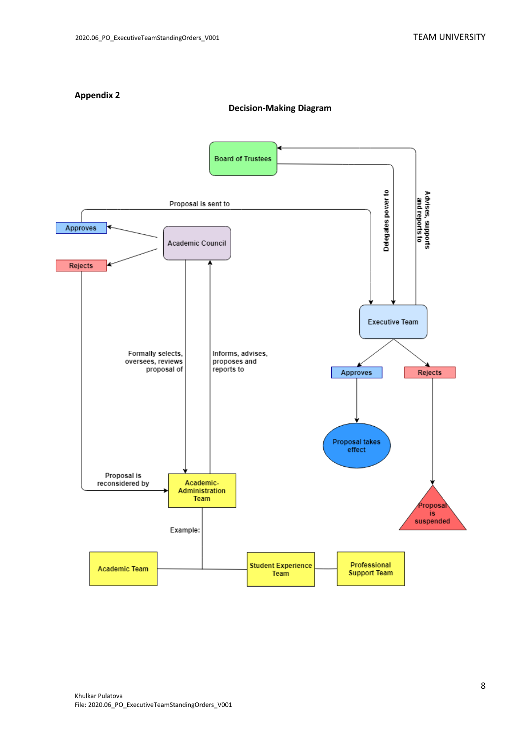**Appendix 2**

**Decision-Making Diagram**

Board of Trustees

Delegates power to

Advises, supports and reports to

Proposal is sent to

Approves

Rejects

Academic Council

Executive Team

Formally selects, oversees, reviews proposal of

Informs, advises, proposes and reports to

Approves

Rejects

Proposal takes effect

Proposal is reconsidered by

Academic-Administration Team

Proposal is suspended

Example:

Academic Team

Student Experience Team

Professional Support Team